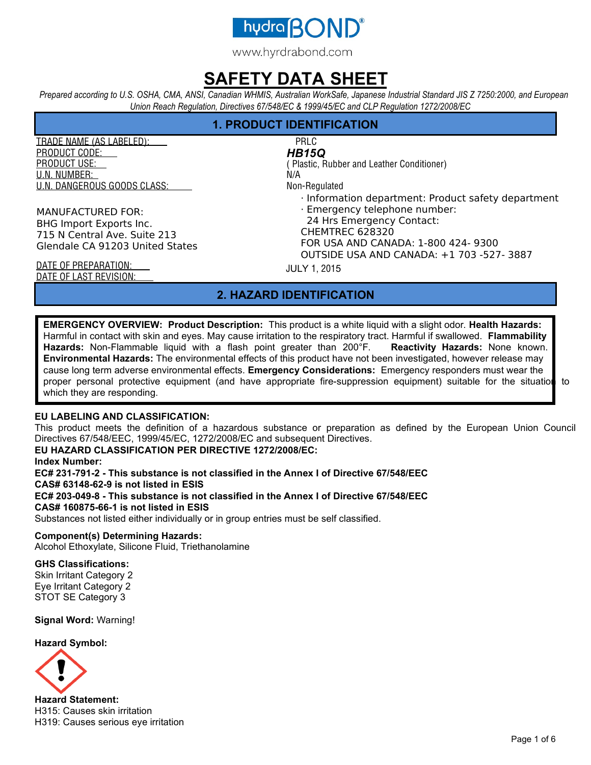hydraBOND®

www.hyrdrabond.com

# SAFETY DATA SHEET

*Prepared according to U.S. OSHA, CMA, ANSI, Canadian WHMIS, Australian WorkSafe, Japanese Industrial Standard JIS Z 7250:2000, and European Union Reach Regulation, Directives 67/548/EC & 1999/45/EC and CLP Regulation 1272/2008/EC*

## 1. PRODUCT IDENTIFICATION

TRADE NAME (AS LABELED): PRLC
PRODUCT CODE: ***HB15Q***
PRODUCT USE: ( Plastic, Rubber and Leather Conditioner)
U.N. NUMBER: N/A
U.N. DANGEROUS GOODS CLASS: Non-Regulated

MANUFACTURED FOR:
BHG Import Exports Inc.
715 N Central Ave. Suite 213
Glendale CA 91203 United States

· Information department: Product safety department
· Emergency telephone number:
24 Hrs Emergency Contact:
CHEMTREC 628320
FOR USA AND CANADA: 1-800 424- 9300
OUTSIDE USA AND CANADA: +1 703 -527- 3887

DATE OF PREPARATION: JULY 1, 2015
DATE OF LAST REVISION:

## 2. HAZARD IDENTIFICATION

**EMERGENCY OVERVIEW: Product Description:** This product is a white liquid with a slight odor. **Health Hazards:** Harmful in contact with skin and eyes. May cause irritation to the respiratory tract. Harmful if swallowed. **Flammability Hazards:** Non-Flammable liquid with a flash point greater than 200°F. **Reactivity Hazards:** None known. **Environmental Hazards:** The environmental effects of this product have not been investigated, however release may cause long term adverse environmental effects. **Emergency Considerations:** Emergency responders must wear the proper personal protective equipment (and have appropriate fire-suppression equipment) suitable for the situation to which they are responding.

**EU LABELING AND CLASSIFICATION:**
This product meets the definition of a hazardous substance or preparation as defined by the European Union Council Directives 67/548/EEC, 1999/45/EC, 1272/2008/EC and subsequent Directives.
**EU HAZARD CLASSIFICATION PER DIRECTIVE 1272/2008/EC:**
**Index Number:**
**EC# 231-791-2 - This substance is not classified in the Annex I of Directive 67/548/EEC**
**CAS# 63148-62-9 is not listed in ESIS**
**EC# 203-049-8 - This substance is not classified in the Annex I of Directive 67/548/EEC**
**CAS# 160875-66-1 is not listed in ESIS**
Substances not listed either individually or in group entries must be self classified.

**Component(s) Determining Hazards:**
Alcohol Ethoxylate, Silicone Fluid, Triethanolamine

**GHS Classifications:**
Skin Irritant Category 2
Eye Irritant Category 2
STOT SE Category 3

**Signal Word:** Warning!

**Hazard Symbol:**

**Hazard Statement:**
H315: Causes skin irritation
H319: Causes serious eye irritation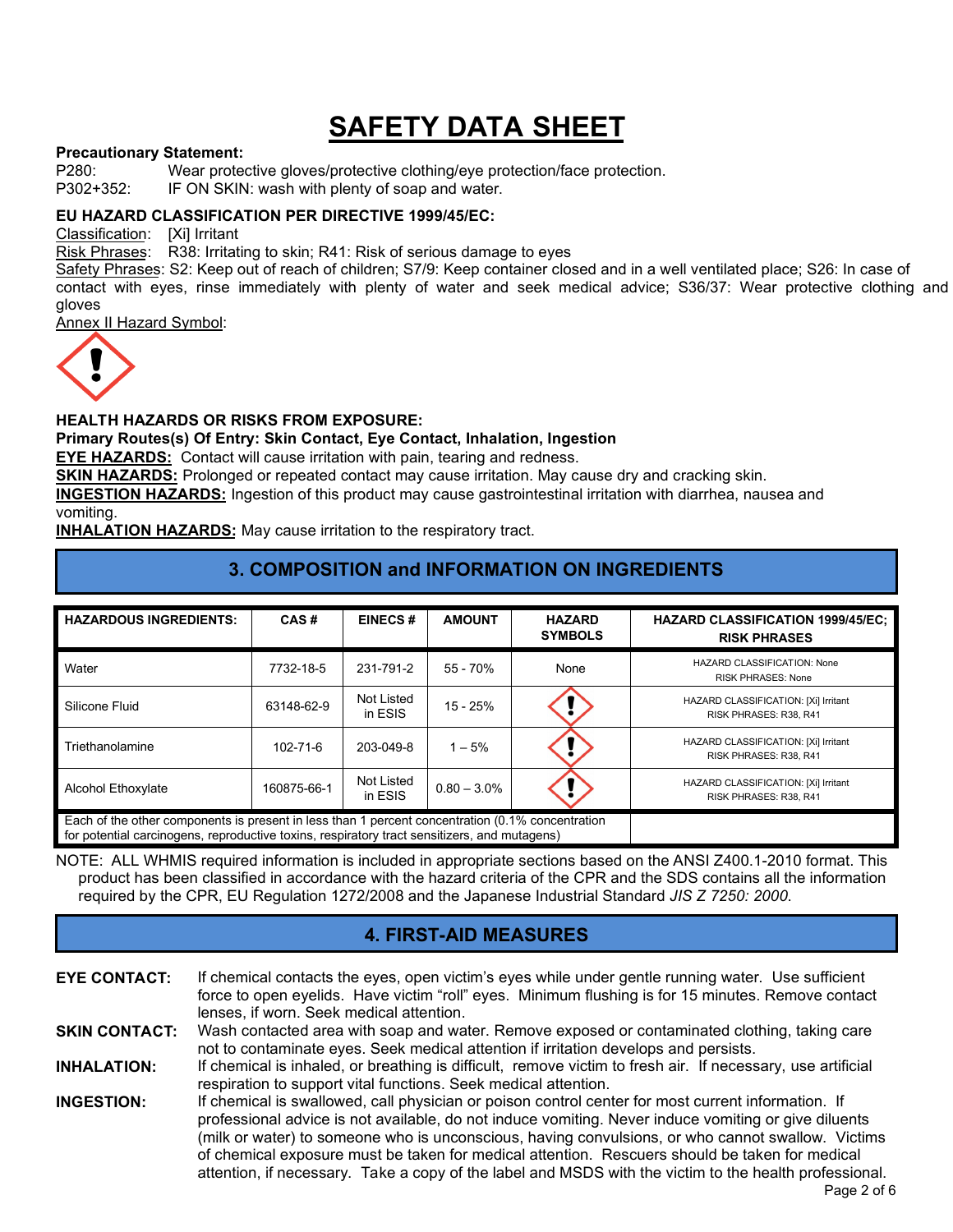# SAFETY DATA SHEET

**Precautionary Statement:**

P280: Wear protective gloves/protective clothing/eye protection/face protection.
P302+352: IF ON SKIN: wash with plenty of soap and water.

**EU HAZARD CLASSIFICATION PER DIRECTIVE 1999/45/EC:**

Classification: [Xi] Irritant
Risk Phrases: R38: Irritating to skin; R41: Risk of serious damage to eyes
Safety Phrases: S2: Keep out of reach of children; S7/9: Keep container closed and in a well ventilated place; S26: In case of contact with eyes, rinse immediately with plenty of water and seek medical advice; S36/37: Wear protective clothing and gloves
Annex II Hazard Symbol:

**HEALTH HAZARDS OR RISKS FROM EXPOSURE:**

**Primary Routes(s) Of Entry: Skin Contact, Eye Contact, Inhalation, Ingestion**

**EYE HAZARDS:** Contact will cause irritation with pain, tearing and redness.

**SKIN HAZARDS:** Prolonged or repeated contact may cause irritation. May cause dry and cracking skin.

**INGESTION HAZARDS:** Ingestion of this product may cause gastrointestinal irritation with diarrhea, nausea and vomiting.

**INHALATION HAZARDS:** May cause irritation to the respiratory tract.

## 3. COMPOSITION and INFORMATION ON INGREDIENTS

| HAZARDOUS INGREDIENTS: | CAS # | EINECS # | AMOUNT | HAZARD SYMBOLS | HAZARD CLASSIFICATION 1999/45/EC; RISK PHRASES |
|---|---|---|---|---|---|
| Water | 7732-18-5 | 231-791-2 | 55 - 70% | None | HAZARD CLASSIFICATION: None<br>RISK PHRASES: None |
| Silicone Fluid | 63148-62-9 | Not Listed in ESIS | 15 - 25% | | HAZARD CLASSIFICATION: [Xi] Irritant<br>RISK PHRASES: R38, R41 |
| Triethanolamine | 102-71-6 | 203-049-8 | 1 – 5% | | HAZARD CLASSIFICATION: [Xi] Irritant<br>RISK PHRASES: R38, R41 |
| Alcohol Ethoxylate | 160875-66-1 | Not Listed in ESIS | 0.80 – 3.0% | | HAZARD CLASSIFICATION: [Xi] Irritant<br>RISK PHRASES: R38, R41 |
| Each of the other components is present in less than 1 percent concentration (0.1% concentration for potential carcinogens, reproductive toxins, respiratory tract sensitizers, and mutagens) | | | | | |

NOTE: ALL WHMIS required information is included in appropriate sections based on the ANSI Z400.1-2010 format. This product has been classified in accordance with the hazard criteria of the CPR and the SDS contains all the information required by the CPR, EU Regulation 1272/2008 and the Japanese Industrial Standard *JIS Z 7250: 2000*.

## 4. FIRST-AID MEASURES

**EYE CONTACT:** If chemical contacts the eyes, open victim's eyes while under gentle running water. Use sufficient force to open eyelids. Have victim "roll" eyes. Minimum flushing is for 15 minutes. Remove contact lenses, if worn. Seek medical attention.

**SKIN CONTACT:** Wash contacted area with soap and water. Remove exposed or contaminated clothing, taking care not to contaminate eyes. Seek medical attention if irritation develops and persists.

**INHALATION:** If chemical is inhaled, or breathing is difficult, remove victim to fresh air. If necessary, use artificial respiration to support vital functions. Seek medical attention.

**INGESTION:** If chemical is swallowed, call physician or poison control center for most current information. If professional advice is not available, do not induce vomiting. Never induce vomiting or give diluents (milk or water) to someone who is unconscious, having convulsions, or who cannot swallow. Victims of chemical exposure must be taken for medical attention. Rescuers should be taken for medical attention, if necessary. Take a copy of the label and MSDS with the victim to the health professional.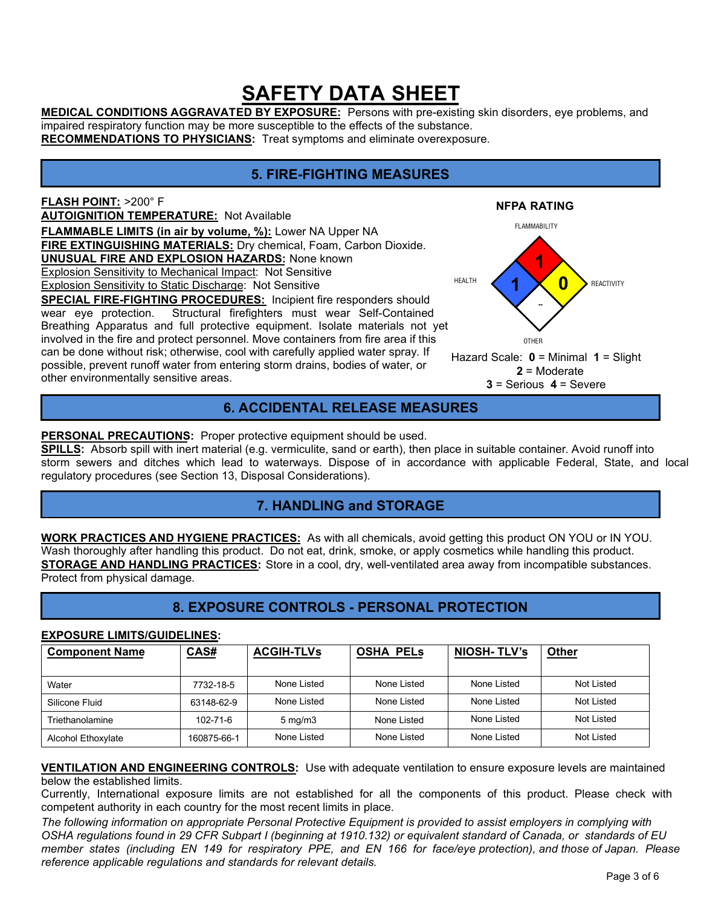# SAFETY DATA SHEET

**MEDICAL CONDITIONS AGGRAVATED BY EXPOSURE:** Persons with pre-existing skin disorders, eye problems, and impaired respiratory function may be more susceptible to the effects of the substance.

**RECOMMENDATIONS TO PHYSICIANS:** Treat symptoms and eliminate overexposure.

## 5. FIRE-FIGHTING MEASURES

**FLASH POINT:** >200° F

**AUTOIGNITION TEMPERATURE:** Not Available

**FLAMMABLE LIMITS (in air by volume, %):** Lower NA Upper NA

**FIRE EXTINGUISHING MATERIALS:** Dry chemical, Foam, Carbon Dioxide.

**UNUSUAL FIRE AND EXPLOSION HAZARDS:** None known

Explosion Sensitivity to Mechanical Impact: Not Sensitive

Explosion Sensitivity to Static Discharge: Not Sensitive

**SPECIAL FIRE-FIGHTING PROCEDURES:** Incipient fire responders should wear eye protection. Structural firefighters must wear Self-Contained Breathing Apparatus and full protective equipment. Isolate materials not yet involved in the fire and protect personnel. Move containers from fire area if this can be done without risk; otherwise, cool with carefully applied water spray. If possible, prevent runoff water from entering storm drains, bodies of water, or other environmentally sensitive areas.

**NFPA RATING**

- FLAMMABILITY: 1
- HEALTH: 1
- REACTIVITY: 0
- OTHER: --

Hazard Scale: **0** = Minimal **1** = Slight **2** = Moderate **3** = Serious **4** = Severe

## 6. ACCIDENTAL RELEASE MEASURES

**PERSONAL PRECAUTIONS:** Proper protective equipment should be used.

**SPILLS:** Absorb spill with inert material (e.g. vermiculite, sand or earth), then place in suitable container. Avoid runoff into storm sewers and ditches which lead to waterways. Dispose of in accordance with applicable Federal, State, and local regulatory procedures (see Section 13, Disposal Considerations).

## 7. HANDLING and STORAGE

**WORK PRACTICES AND HYGIENE PRACTICES:** As with all chemicals, avoid getting this product ON YOU or IN YOU. Wash thoroughly after handling this product. Do not eat, drink, smoke, or apply cosmetics while handling this product.

**STORAGE AND HANDLING PRACTICES:** Store in a cool, dry, well-ventilated area away from incompatible substances. Protect from physical damage.

## 8. EXPOSURE CONTROLS - PERSONAL PROTECTION

**EXPOSURE LIMITS/GUIDELINES:**

| Component Name | CAS# | ACGIH-TLVs | OSHA PELs | NIOSH- TLV's | Other |
|---|---|---|---|---|---|
| Water | 7732-18-5 | None Listed | None Listed | None Listed | Not Listed |
| Silicone Fluid | 63148-62-9 | None Listed | None Listed | None Listed | Not Listed |
| Triethanolamine | 102-71-6 | 5 mg/m3 | None Listed | None Listed | Not Listed |
| Alcohol Ethoxylate | 160875-66-1 | None Listed | None Listed | None Listed | Not Listed |

**VENTILATION AND ENGINEERING CONTROLS:** Use with adequate ventilation to ensure exposure levels are maintained below the established limits.

Currently, International exposure limits are not established for all the components of this product. Please check with competent authority in each country for the most recent limits in place.

*The following information on appropriate Personal Protective Equipment is provided to assist employers in complying with OSHA regulations found in 29 CFR Subpart I (beginning at 1910.132) or equivalent standard of Canada, or standards of EU member states (including EN 149 for respiratory PPE, and EN 166 for face/eye protection), and those of Japan. Please reference applicable regulations and standards for relevant details.*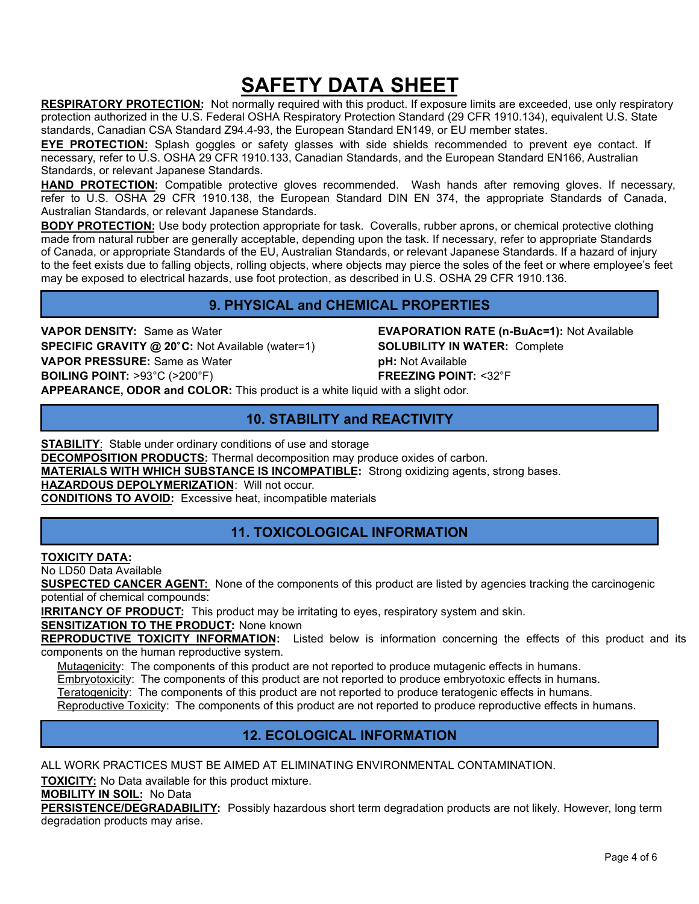# SAFETY DATA SHEET

**RESPIRATORY PROTECTION:** Not normally required with this product. If exposure limits are exceeded, use only respiratory protection authorized in the U.S. Federal OSHA Respiratory Protection Standard (29 CFR 1910.134), equivalent U.S. State standards, Canadian CSA Standard Z94.4-93, the European Standard EN149, or EU member states.

**EYE PROTECTION:** Splash goggles or safety glasses with side shields recommended to prevent eye contact. If necessary, refer to U.S. OSHA 29 CFR 1910.133, Canadian Standards, and the European Standard EN166, Australian Standards, or relevant Japanese Standards.

**HAND PROTECTION:** Compatible protective gloves recommended. Wash hands after removing gloves. If necessary, refer to U.S. OSHA 29 CFR 1910.138, the European Standard DIN EN 374, the appropriate Standards of Canada, Australian Standards, or relevant Japanese Standards.

**BODY PROTECTION:** Use body protection appropriate for task. Coveralls, rubber aprons, or chemical protective clothing made from natural rubber are generally acceptable, depending upon the task. If necessary, refer to appropriate Standards of Canada, or appropriate Standards of the EU, Australian Standards, or relevant Japanese Standards. If a hazard of injury to the feet exists due to falling objects, rolling objects, where objects may pierce the soles of the feet or where employee's feet may be exposed to electrical hazards, use foot protection, as described in U.S. OSHA 29 CFR 1910.136.

## 9. PHYSICAL and CHEMICAL PROPERTIES

**VAPOR DENSITY:** Same as Water

**SPECIFIC GRAVITY @ 20˚C:** Not Available (water=1)

**VAPOR PRESSURE:** Same as Water

**BOILING POINT:** >93°C (>200°F)

**EVAPORATION RATE (n-BuAc=1):** Not Available

**SOLUBILITY IN WATER:** Complete

**pH:** Not Available

**FREEZING POINT:** <32°F

**APPEARANCE, ODOR and COLOR:** This product is a white liquid with a slight odor.

## 10. STABILITY and REACTIVITY

**STABILITY**: Stable under ordinary conditions of use and storage

**DECOMPOSITION PRODUCTS:** Thermal decomposition may produce oxides of carbon.

**MATERIALS WITH WHICH SUBSTANCE IS INCOMPATIBLE:** Strong oxidizing agents, strong bases.

**HAZARDOUS DEPOLYMERIZATION**: Will not occur.

**CONDITIONS TO AVOID:** Excessive heat, incompatible materials

## 11. TOXICOLOGICAL INFORMATION

**TOXICITY DATA:**

No LD50 Data Available

**SUSPECTED CANCER AGENT:** None of the components of this product are listed by agencies tracking the carcinogenic potential of chemical compounds:

**IRRITANCY OF PRODUCT:** This product may be irritating to eyes, respiratory system and skin.

**SENSITIZATION TO THE PRODUCT:** None known

**REPRODUCTIVE TOXICITY INFORMATION:** Listed below is information concerning the effects of this product and its components on the human reproductive system.

- Mutagenicity: The components of this product are not reported to produce mutagenic effects in humans.
- Embryotoxicity: The components of this product are not reported to produce embryotoxic effects in humans.
- Teratogenicity: The components of this product are not reported to produce teratogenic effects in humans.
- Reproductive Toxicity: The components of this product are not reported to produce reproductive effects in humans.

## 12. ECOLOGICAL INFORMATION

ALL WORK PRACTICES MUST BE AIMED AT ELIMINATING ENVIRONMENTAL CONTAMINATION.

**TOXICITY:** No Data available for this product mixture.

**MOBILITY IN SOIL:** No Data

**PERSISTENCE/DEGRADABILITY:** Possibly hazardous short term degradation products are not likely. However, long term degradation products may arise.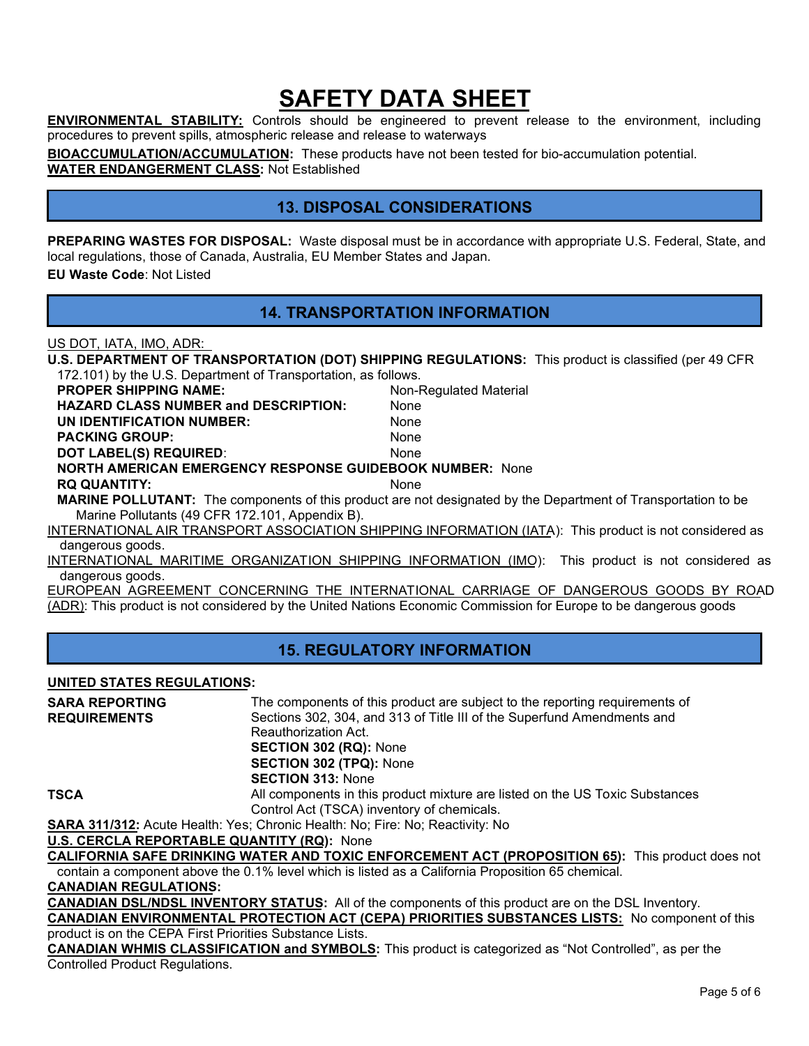# SAFETY DATA SHEET

**ENVIRONMENTAL STABILITY:** Controls should be engineered to prevent release to the environment, including procedures to prevent spills, atmospheric release and release to waterways

**BIOACCUMULATION/ACCUMULATION:** These products have not been tested for bio-accumulation potential.

**WATER ENDANGERMENT CLASS:** Not Established

## 13. DISPOSAL CONSIDERATIONS

**PREPARING WASTES FOR DISPOSAL:** Waste disposal must be in accordance with appropriate U.S. Federal, State, and local regulations, those of Canada, Australia, EU Member States and Japan.

**EU Waste Code**: Not Listed

## 14. TRANSPORTATION INFORMATION

US DOT, IATA, IMO, ADR:

**U.S. DEPARTMENT OF TRANSPORTATION (DOT) SHIPPING REGULATIONS:** This product is classified (per 49 CFR 172.101) by the U.S. Department of Transportation, as follows.

**PROPER SHIPPING NAME:** Non-Regulated Material

**HAZARD CLASS NUMBER and DESCRIPTION:** None

**UN IDENTIFICATION NUMBER:** None

**PACKING GROUP:** None

**DOT LABEL(S) REQUIRED**: None

**NORTH AMERICAN EMERGENCY RESPONSE GUIDEBOOK NUMBER:** None

**RQ QUANTITY:** None

**MARINE POLLUTANT:** The components of this product are not designated by the Department of Transportation to be Marine Pollutants (49 CFR 172.101, Appendix B).

INTERNATIONAL AIR TRANSPORT ASSOCIATION SHIPPING INFORMATION (IATA): This product is not considered as dangerous goods.

INTERNATIONAL MARITIME ORGANIZATION SHIPPING INFORMATION (IMO): This product is not considered as dangerous goods.

EUROPEAN AGREEMENT CONCERNING THE INTERNATIONAL CARRIAGE OF DANGEROUS GOODS BY ROAD (ADR): This product is not considered by the United Nations Economic Commission for Europe to be dangerous goods

## 15. REGULATORY INFORMATION

**UNITED STATES REGULATIONS:**

**SARA REPORTING REQUIREMENTS** The components of this product are subject to the reporting requirements of Sections 302, 304, and 313 of Title III of the Superfund Amendments and Reauthorization Act.
**SECTION 302 (RQ):** None
**SECTION 302 (TPQ):** None
**SECTION 313:** None

**TSCA** All components in this product mixture are listed on the US Toxic Substances Control Act (TSCA) inventory of chemicals.

**SARA 311/312:** Acute Health: Yes; Chronic Health: No; Fire: No; Reactivity: No

**U.S. CERCLA REPORTABLE QUANTITY (RQ):** None

**CALIFORNIA SAFE DRINKING WATER AND TOXIC ENFORCEMENT ACT (PROPOSITION 65):** This product does not contain a component above the 0.1% level which is listed as a California Proposition 65 chemical.

**CANADIAN REGULATIONS:**

**CANADIAN DSL/NDSL INVENTORY STATUS:** All of the components of this product are on the DSL Inventory.

**CANADIAN ENVIRONMENTAL PROTECTION ACT (CEPA) PRIORITIES SUBSTANCES LISTS:** No component of this product is on the CEPA First Priorities Substance Lists.

**CANADIAN WHMIS CLASSIFICATION and SYMBOLS:** This product is categorized as "Not Controlled", as per the Controlled Product Regulations.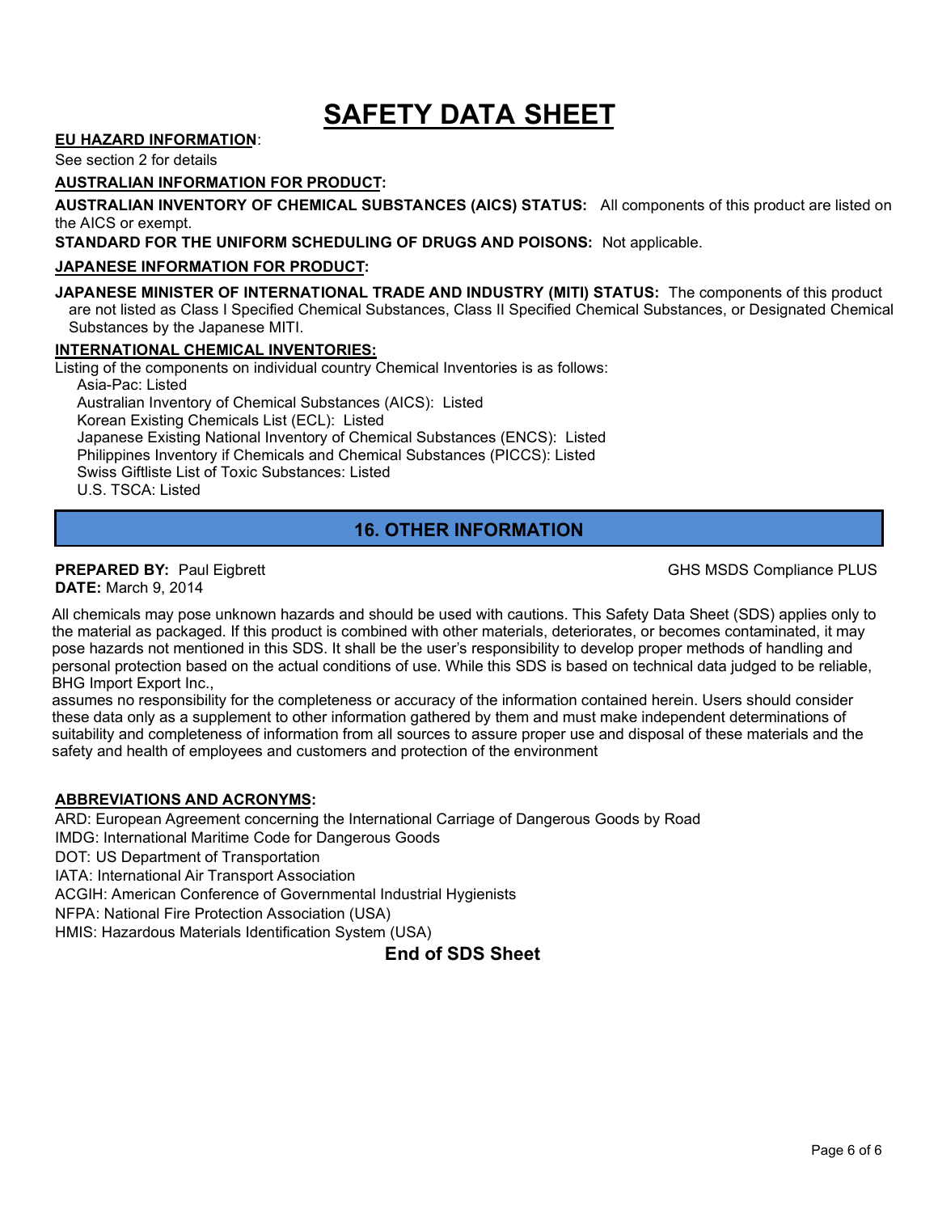# SAFETY DATA SHEET

**EU HAZARD INFORMATION**:

See section 2 for details

**AUSTRALIAN INFORMATION FOR PRODUCT:**

**AUSTRALIAN INVENTORY OF CHEMICAL SUBSTANCES (AICS) STATUS:** All components of this product are listed on the AICS or exempt.

**STANDARD FOR THE UNIFORM SCHEDULING OF DRUGS AND POISONS:** Not applicable.

**JAPANESE INFORMATION FOR PRODUCT:**

**JAPANESE MINISTER OF INTERNATIONAL TRADE AND INDUSTRY (MITI) STATUS:** The components of this product are not listed as Class I Specified Chemical Substances, Class II Specified Chemical Substances, or Designated Chemical Substances by the Japanese MITI.

**INTERNATIONAL CHEMICAL INVENTORIES:**

Listing of the components on individual country Chemical Inventories is as follows:

- Asia-Pac: Listed
- Australian Inventory of Chemical Substances (AICS): Listed
- Korean Existing Chemicals List (ECL): Listed
- Japanese Existing National Inventory of Chemical Substances (ENCS): Listed
- Philippines Inventory if Chemicals and Chemical Substances (PICCS): Listed
- Swiss Giftliste List of Toxic Substances: Listed
- U.S. TSCA: Listed

## 16. OTHER INFORMATION

**PREPARED BY:** Paul Eigbrett GHS MSDS Compliance PLUS

**DATE:** March 9, 2014

All chemicals may pose unknown hazards and should be used with cautions. This Safety Data Sheet (SDS) applies only to the material as packaged. If this product is combined with other materials, deteriorates, or becomes contaminated, it may pose hazards not mentioned in this SDS. It shall be the user's responsibility to develop proper methods of handling and personal protection based on the actual conditions of use. While this SDS is based on technical data judged to be reliable, BHG Import Export Inc.,
assumes no responsibility for the completeness or accuracy of the information contained herein. Users should consider these data only as a supplement to other information gathered by them and must make independent determinations of suitability and completeness of information from all sources to assure proper use and disposal of these materials and the safety and health of employees and customers and protection of the environment

**ABBREVIATIONS AND ACRONYMS:**

ARD: European Agreement concerning the International Carriage of Dangerous Goods by Road
IMDG: International Maritime Code for Dangerous Goods
DOT: US Department of Transportation
IATA: International Air Transport Association
ACGIH: American Conference of Governmental Industrial Hygienists
NFPA: National Fire Protection Association (USA)
HMIS: Hazardous Materials Identification System (USA)

**End of SDS Sheet**